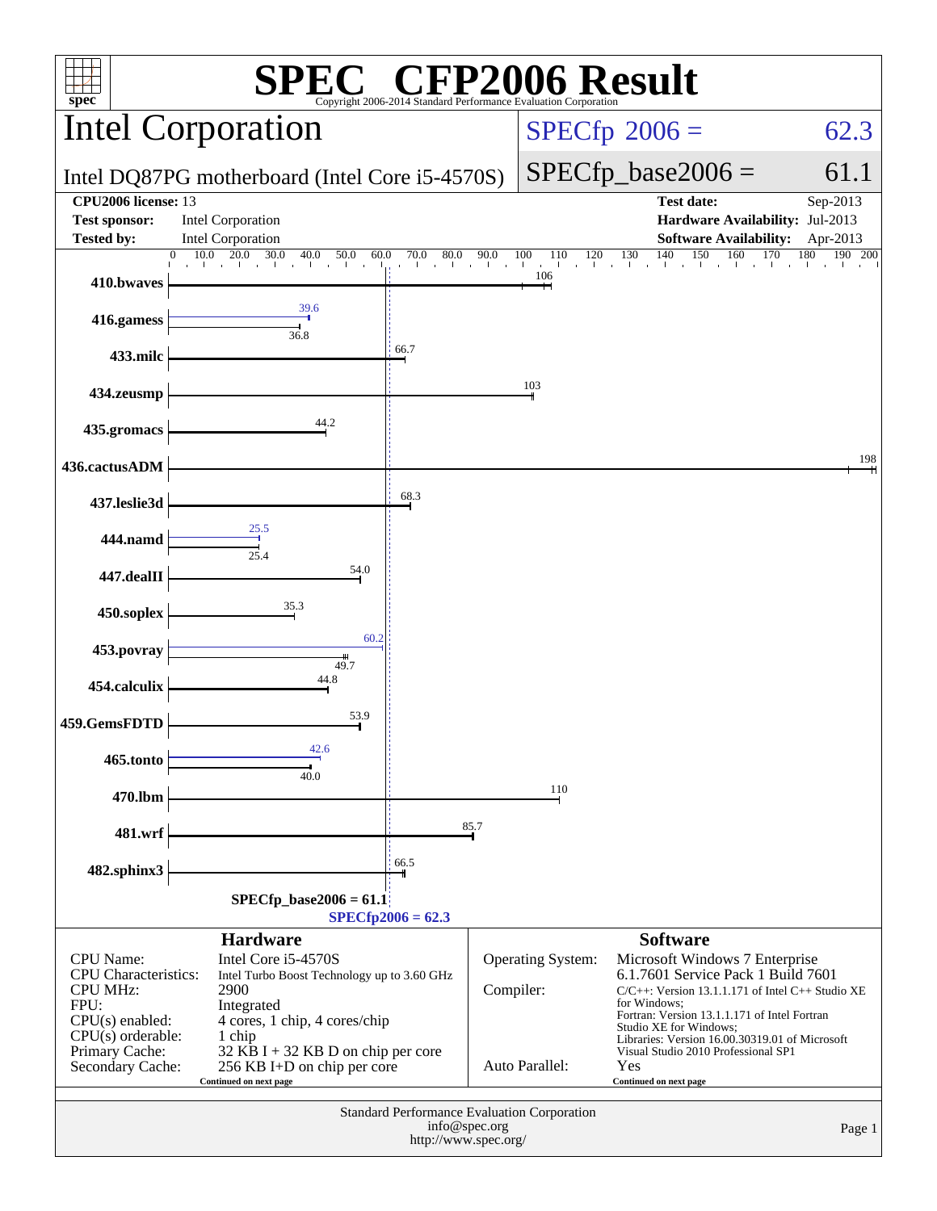# SPEC CFP2006 Result

Copyright 2006-2014 Standard Performance Evaluation Corporation

## Intel Corporation

**Intel DQ87PG motherboard (Intel Core i5-4570S)**

SPECfp 2006 = 62.3

SPECfp_base2006 = 61.1

| | | | |
|---|---|---|---|
| **CPU2006 license:** | 13 | **Test date:** | Sep-2013 |
| **Test sponsor:** | Intel Corporation | **Hardware Availability:** | Jul-2013 |
| **Tested by:** | Intel Corporation | **Software Availability:** | Apr-2013 |

| Benchmark | Peak | Base |
|---|---|---|
| 410.bwaves | | 106 |
| 416.gamess | 39.6 | 36.8 |
| 433.milc | | 66.7 |
| 434.zeusmp | | 103 |
| 435.gromacs | | 44.2 |
| 436.cactusADM | | 198 |
| 437.leslie3d | | 68.3 |
| 444.namd | 25.5 | 25.4 |
| 447.dealII | | 54.0 |
| 450.soplex | | 35.3 |
| 453.povray | 60.2 | 49.7 |
| 454.calculix | | 44.8 |
| 459.GemsFDTD | | 53.9 |
| 465.tonto | 42.6 | 40.0 |
| 470.lbm | | 110 |
| 481.wrf | | 85.7 |
| 482.sphinx3 | | 66.5 |

SPECfp_base2006 = 61.1

SPECfp2006 = 62.3

### Hardware

| | |
|---|---|
| CPU Name: | Intel Core i5-4570S |
| CPU Characteristics: | Intel Turbo Boost Technology up to 3.60 GHz |
| CPU MHz: | 2900 |
| FPU: | Integrated |
| CPU(s) enabled: | 4 cores, 1 chip, 4 cores/chip |
| CPU(s) orderable: | 1 chip |
| Primary Cache: | 32 KB I + 32 KB D on chip per core |
| Secondary Cache: | 256 KB I+D on chip per core |

Continued on next page

### Software

| | |
|---|---|
| Operating System: | Microsoft Windows 7 Enterprise 6.1.7601 Service Pack 1 Build 7601 |
| Compiler: | C/C++: Version 13.1.1.171 of Intel C++ Studio XE for Windows; Fortran: Version 13.1.1.171 of Intel Fortran Studio XE for Windows; Libraries: Version 16.00.30319.01 of Microsoft Visual Studio 2010 Professional SP1 |
| Auto Parallel: | Yes |

Continued on next page

Standard Performance Evaluation Corporation
info@spec.org
http://www.spec.org/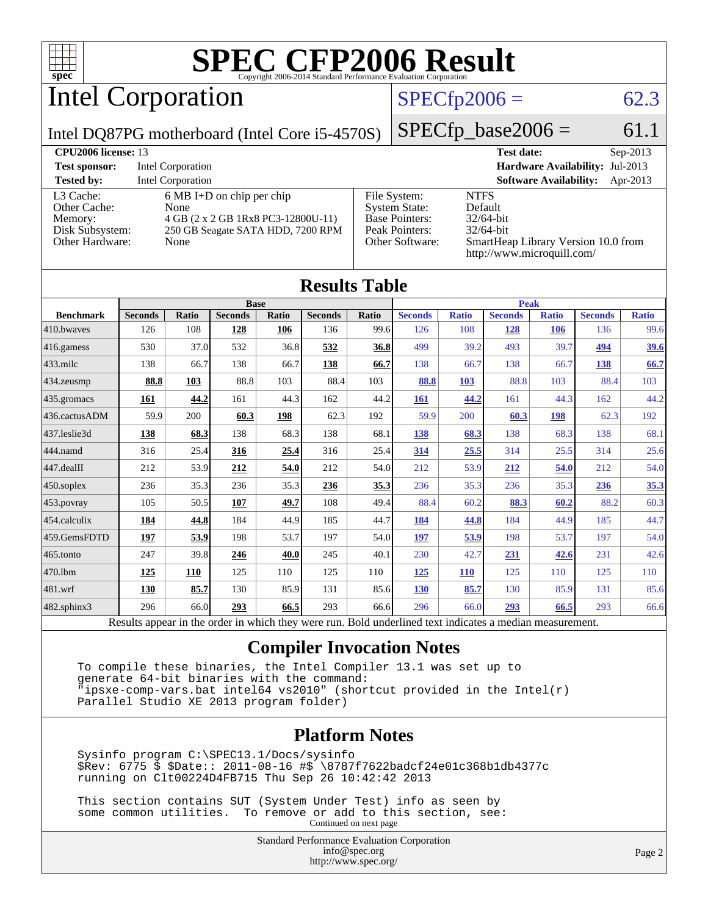# SPEC CFP2006 Result

Copyright 2006-2014 Standard Performance Evaluation Corporation

## Intel Corporation

Intel DQ87PG motherboard (Intel Core i5-4570S)

SPECfp2006 = 62.3

SPECfp_base2006 = 61.1

| | | | |
|---|---|---|---|
| **CPU2006 license:** 13 | | **Test date:** | Sep-2013 |
| **Test sponsor:** | Intel Corporation | **Hardware Availability:** | Jul-2013 |
| **Tested by:** | Intel Corporation | **Software Availability:** | Apr-2013 |

| | |
|---|---|
| L3 Cache: | 6 MB I+D on chip per chip |
| Other Cache: | None |
| Memory: | 4 GB (2 x 2 GB 1Rx8 PC3-12800U-11) |
| Disk Subsystem: | 250 GB Seagate SATA HDD, 7200 RPM |
| Other Hardware: | None |

| | |
|---|---|
| File System: | NTFS |
| System State: | Default |
| Base Pointers: | 32/64-bit |
| Peak Pointers: | 32/64-bit |
| Other Software: | SmartHeap Library Version 10.0 from http://www.microquill.com/ |

## Results Table

| Benchmark | Base | | | | | | Peak | | | | | |
|---|---|---|---|---|---|---|---|---|---|---|---|---|
| | Seconds | Ratio | Seconds | Ratio | Seconds | Ratio | Seconds | Ratio | Seconds | Ratio | Seconds | Ratio |
| 410.bwaves | 126 | 108 | **128** | **106** | 136 | 99.6 | 126 | 108 | **128** | **106** | 136 | 99.6 |
| 416.gamess | 530 | 37.0 | 532 | 36.8 | **532** | **36.8** | 499 | 39.2 | 493 | 39.7 | **494** | **39.6** |
| 433.milc | 138 | 66.7 | 138 | 66.7 | **138** | **66.7** | 138 | 66.7 | 138 | 66.7 | **138** | **66.7** |
| 434.zeusmp | **88.8** | **103** | 88.8 | 103 | 88.4 | 103 | **88.8** | **103** | 88.8 | 103 | 88.4 | 103 |
| 435.gromacs | **161** | **44.2** | 161 | 44.3 | 162 | 44.2 | **161** | **44.2** | 161 | 44.3 | 162 | 44.2 |
| 436.cactusADM | 59.9 | 200 | **60.3** | **198** | 62.3 | 192 | 59.9 | 200 | **60.3** | **198** | 62.3 | 192 |
| 437.leslie3d | **138** | **68.3** | 138 | 68.3 | 138 | 68.1 | **138** | **68.3** | 138 | 68.3 | 138 | 68.1 |
| 444.namd | 316 | 25.4 | **316** | **25.4** | 316 | 25.4 | **314** | **25.5** | 314 | 25.5 | 314 | 25.6 |
| 447.dealII | 212 | 53.9 | **212** | **54.0** | 212 | 54.0 | 212 | 53.9 | **212** | **54.0** | 212 | 54.0 |
| 450.soplex | 236 | 35.3 | 236 | 35.3 | **236** | **35.3** | 236 | 35.3 | 236 | 35.3 | **236** | **35.3** |
| 453.povray | 105 | 50.5 | **107** | **49.7** | 108 | 49.4 | 88.4 | 60.2 | **88.3** | **60.2** | 88.2 | 60.3 |
| 454.calculix | **184** | **44.8** | 184 | 44.9 | 185 | 44.7 | **184** | **44.8** | 184 | 44.9 | 185 | 44.7 |
| 459.GemsFDTD | **197** | **53.9** | 198 | 53.7 | 197 | 54.0 | **197** | **53.9** | 198 | 53.7 | 197 | 54.0 |
| 465.tonto | 247 | 39.8 | **246** | **40.0** | 245 | 40.1 | 230 | 42.7 | **231** | **42.6** | 231 | 42.6 |
| 470.lbm | **125** | **110** | 125 | 110 | 125 | 110 | **125** | **110** | 125 | 110 | 125 | 110 |
| 481.wrf | **130** | **85.7** | 130 | 85.9 | 131 | 85.6 | **130** | **85.7** | 130 | 85.9 | 131 | 85.6 |
| 482.sphinx3 | 296 | 66.0 | **293** | **66.5** | 293 | 66.6 | 296 | 66.0 | **293** | **66.5** | 293 | 66.6 |

Results appear in the order in which they were run. Bold underlined text indicates a median measurement.

## Compiler Invocation Notes

```
To compile these binaries, the Intel Compiler 13.1 was set up to
generate 64-bit binaries with the command:
"ipsxe-comp-vars.bat intel64 vs2010" (shortcut provided in the Intel(r)
Parallel Studio XE 2013 program folder)
```

## Platform Notes

```
Sysinfo program C:\SPEC13.1/Docs/sysinfo
$Rev: 6775 $ $Date:: 2011-08-16 #$ \8787f7622badcf24e01c368b1db4377c
running on Clt00224D4FB715 Thu Sep 26 10:42:42 2013

This section contains SUT (System Under Test) info as seen by
some common utilities.  To remove or add to this section, see:
```

Continued on next page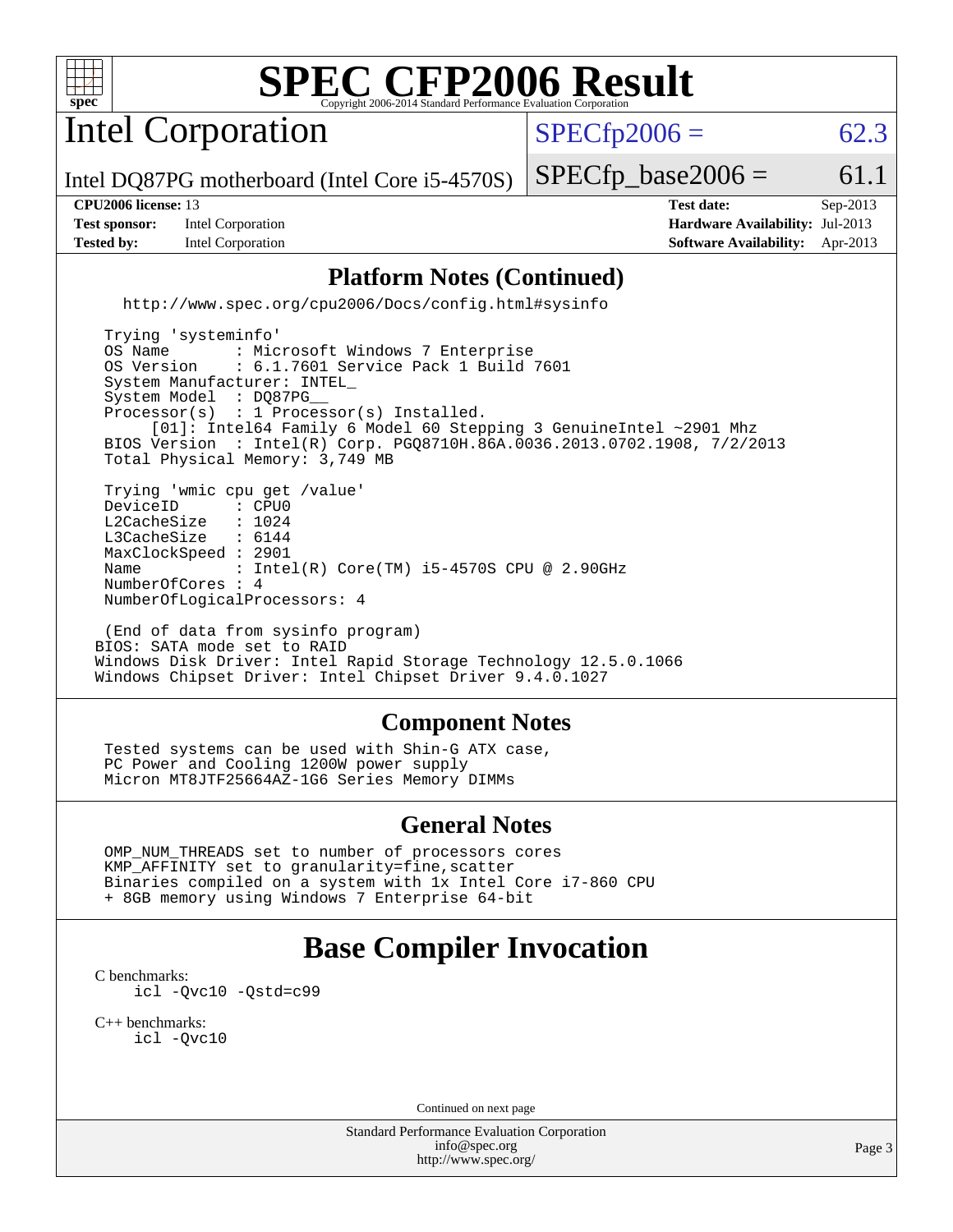# SPEC CFP2006 Result

Copyright 2006-2014 Standard Performance Evaluation Corporation

## Intel Corporation

Intel DQ87PG motherboard (Intel Core i5-4570S)

SPECfp2006 = 62.3

SPECfp_base2006 = 61.1

| | | | |
|---|---|---|---|
| **CPU2006 license:** 13 | | **Test date:** | Sep-2013 |
| **Test sponsor:** | Intel Corporation | **Hardware Availability:** | Jul-2013 |
| **Tested by:** | Intel Corporation | **Software Availability:** | Apr-2013 |

## Platform Notes (Continued)

```
    http://www.spec.org/cpu2006/Docs/config.html#sysinfo

  Trying 'systeminfo'
  OS Name       : Microsoft Windows 7 Enterprise
  OS Version    : 6.1.7601 Service Pack 1 Build 7601
  System Manufacturer: INTEL_
  System Model  : DQ87PG__
  Processor(s)  : 1 Processor(s) Installed.
       [01]: Intel64 Family 6 Model 60 Stepping 3 GenuineIntel ~2901 Mhz
  BIOS Version  : Intel(R) Corp. PGQ8710H.86A.0036.2013.0702.1908, 7/2/2013
  Total Physical Memory: 3,749 MB

  Trying 'wmic cpu get /value'
  DeviceID      : CPU0
  L2CacheSize   : 1024
  L3CacheSize   : 6144
  MaxClockSpeed : 2901
  Name          : Intel(R) Core(TM) i5-4570S CPU @ 2.90GHz
  NumberOfCores : 4
  NumberOfLogicalProcessors: 4

  (End of data from sysinfo program)
 BIOS: SATA mode set to RAID
 Windows Disk Driver: Intel Rapid Storage Technology 12.5.0.1066
 Windows Chipset Driver: Intel Chipset Driver 9.4.0.1027
```

## Component Notes

```
  Tested systems can be used with Shin-G ATX case,
  PC Power and Cooling 1200W power supply
  Micron MT8JTF25664AZ-1G6 Series Memory DIMMs
```

## General Notes

```
  OMP_NUM_THREADS set to number of processors cores
  KMP_AFFINITY set to granularity=fine,scatter
  Binaries compiled on a system with 1x Intel Core i7-860 CPU
  + 8GB memory using Windows 7 Enterprise 64-bit
```

## Base Compiler Invocation

C benchmarks:

```
icl -Qvc10 -Qstd=c99
```

C++ benchmarks:

```
icl -Qvc10
```

Continued on next page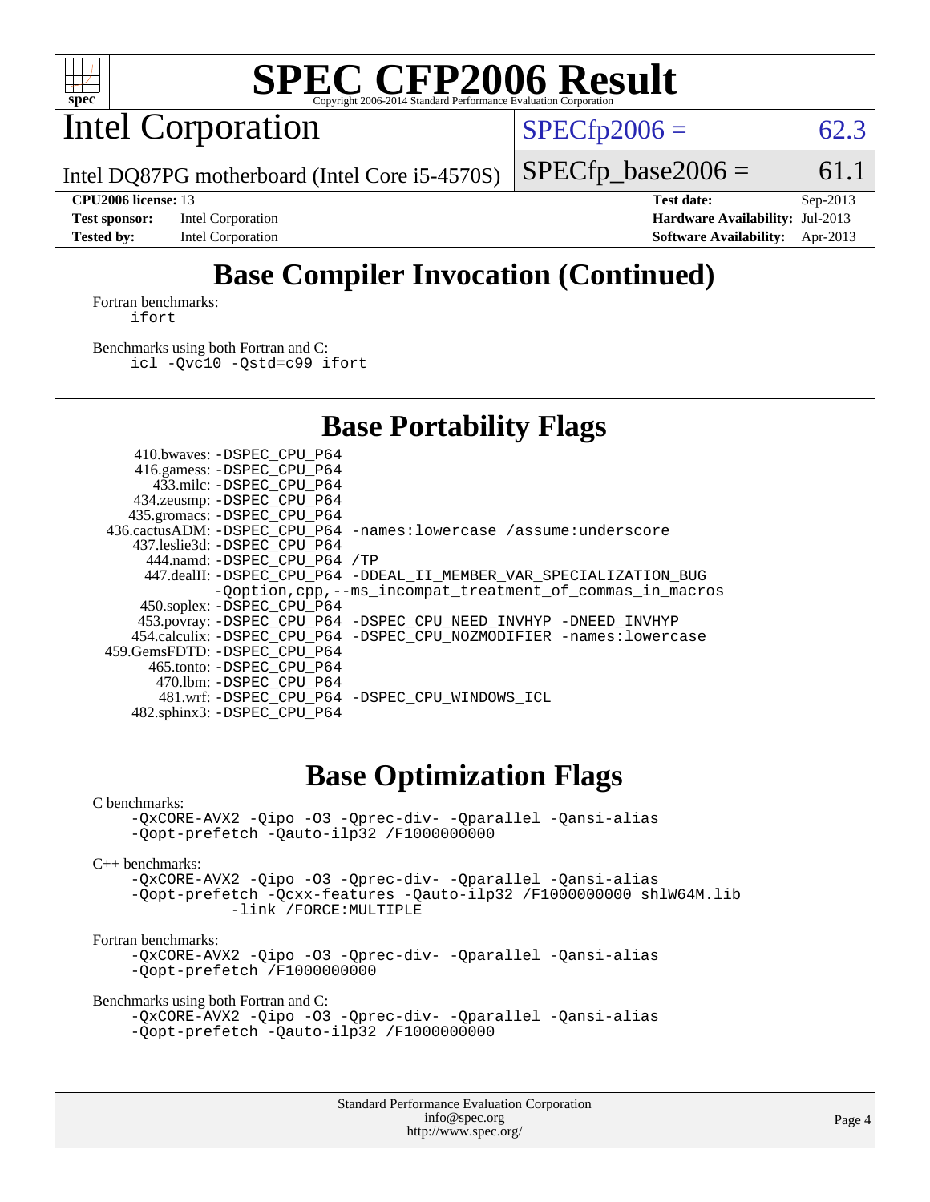# SPEC CFP2006 Result

## Intel Corporation

Intel DQ87PG motherboard (Intel Core i5-4570S)

SPECfp2006 = 62.3

SPECfp_base2006 = 61.1

**CPU2006 license:** 13 **Test date:** Sep-2013

**Test sponsor:** Intel Corporation **Hardware Availability:** Jul-2013

**Tested by:** Intel Corporation **Software Availability:** Apr-2013

## Base Compiler Invocation (Continued)

Fortran benchmarks:

```
ifort
```

Benchmarks using both Fortran and C:

```
icl -Qvc10 -Qstd=c99 ifort
```

## Base Portability Flags

| Benchmark | Flags |
|---|---|
| 410.bwaves: | -DSPEC_CPU_P64 |
| 416.gamess: | -DSPEC_CPU_P64 |
| 433.milc: | -DSPEC_CPU_P64 |
| 434.zeusmp: | -DSPEC_CPU_P64 |
| 435.gromacs: | -DSPEC_CPU_P64 |
| 436.cactusADM: | -DSPEC_CPU_P64 -names:lowercase /assume:underscore |
| 437.leslie3d: | -DSPEC_CPU_P64 |
| 444.namd: | -DSPEC_CPU_P64 /TP |
| 447.dealII: | -DSPEC_CPU_P64 -DDEAL_II_MEMBER_VAR_SPECIALIZATION_BUG -Qoption,cpp,--ms_incompat_treatment_of_commas_in_macros |
| 450.soplex: | -DSPEC_CPU_P64 |
| 453.povray: | -DSPEC_CPU_P64 -DSPEC_CPU_NEED_INVHYP -DNEED_INVHYP |
| 454.calculix: | -DSPEC_CPU_P64 -DSPEC_CPU_NOZMODIFIER -names:lowercase |
| 459.GemsFDTD: | -DSPEC_CPU_P64 |
| 465.tonto: | -DSPEC_CPU_P64 |
| 470.lbm: | -DSPEC_CPU_P64 |
| 481.wrf: | -DSPEC_CPU_P64 -DSPEC_CPU_WINDOWS_ICL |
| 482.sphinx3: | -DSPEC_CPU_P64 |

## Base Optimization Flags

C benchmarks:

```
-QxCORE-AVX2 -Qipo -O3 -Qprec-div- -Qparallel -Qansi-alias
-Qopt-prefetch -Qauto-ilp32 /F1000000000
```

C++ benchmarks:

```
-QxCORE-AVX2 -Qipo -O3 -Qprec-div- -Qparallel -Qansi-alias
-Qopt-prefetch -Qcxx-features -Qauto-ilp32 /F1000000000 shlW64M.lib
         -link /FORCE:MULTIPLE
```

Fortran benchmarks:

```
-QxCORE-AVX2 -Qipo -O3 -Qprec-div- -Qparallel -Qansi-alias
-Qopt-prefetch /F1000000000
```

Benchmarks using both Fortran and C:

```
-QxCORE-AVX2 -Qipo -O3 -Qprec-div- -Qparallel -Qansi-alias
-Qopt-prefetch -Qauto-ilp32 /F1000000000
```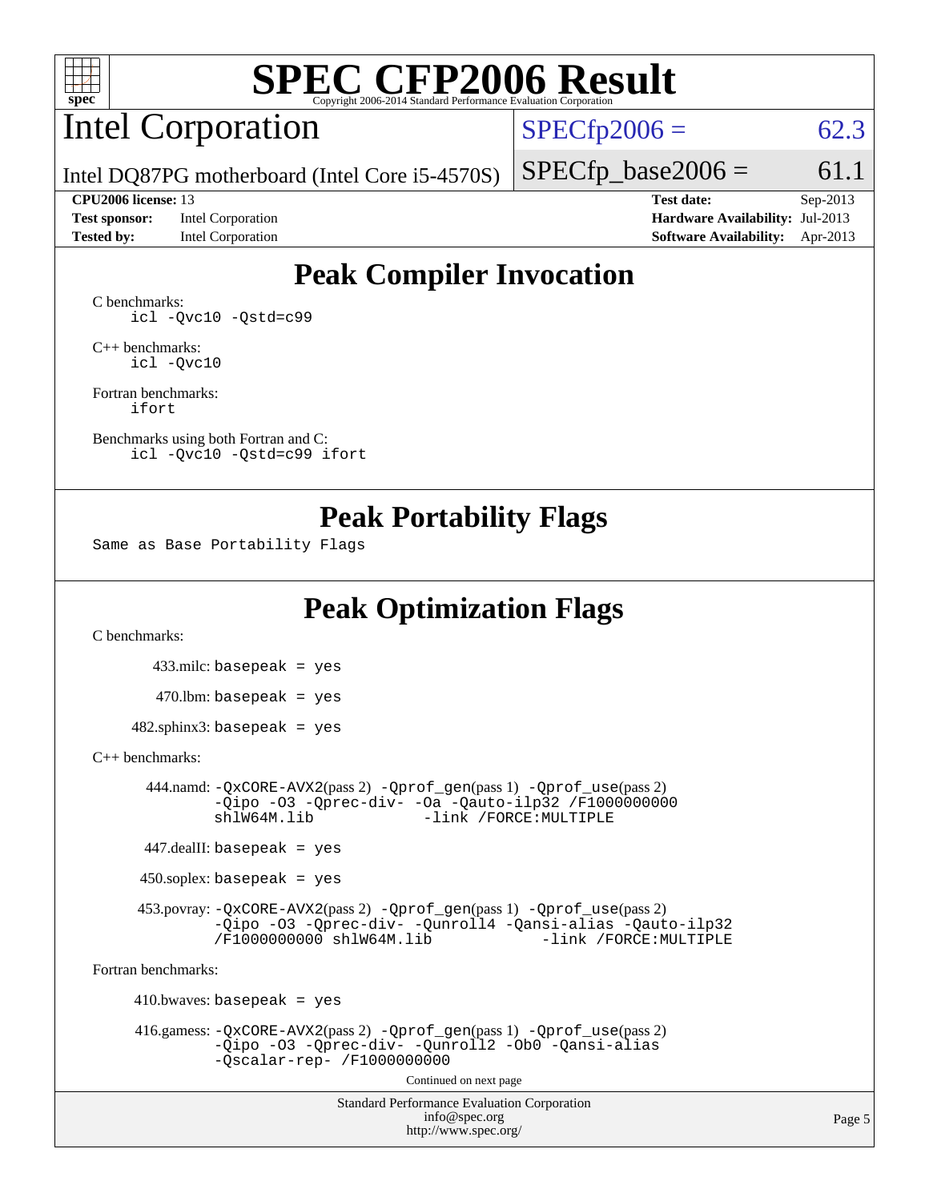# SPEC CFP2006 Result

Copyright 2006-2014 Standard Performance Evaluation Corporation

## Intel Corporation

Intel DQ87PG motherboard (Intel Core i5-4570S)

SPECfp2006 = 62.3

SPECfp_base2006 = 61.1

| | | | |
|---|---|---|---|
| **CPU2006 license:** 13 | | **Test date:** | Sep-2013 |
| **Test sponsor:** | Intel Corporation | **Hardware Availability:** | Jul-2013 |
| **Tested by:** | Intel Corporation | **Software Availability:** | Apr-2013 |

## Peak Compiler Invocation

C benchmarks:
```
icl -Qvc10 -Qstd=c99
```

C++ benchmarks:
```
icl -Qvc10
```

Fortran benchmarks:
```
ifort
```

Benchmarks using both Fortran and C:
```
icl -Qvc10 -Qstd=c99 ifort
```

## Peak Portability Flags

Same as Base Portability Flags

## Peak Optimization Flags

C benchmarks:

433.milc: basepeak = yes

470.lbm: basepeak = yes

482.sphinx3: basepeak = yes

C++ benchmarks:

444.namd: -QxCORE-AVX2(pass 2) -Qprof_gen(pass 1) -Qprof_use(pass 2) -Qipo -O3 -Qprec-div- -Oa -Qauto-ilp32 /F1000000000 shlW64M.lib -link /FORCE:MULTIPLE

447.dealII: basepeak = yes

450.soplex: basepeak = yes

453.povray: -QxCORE-AVX2(pass 2) -Qprof_gen(pass 1) -Qprof_use(pass 2) -Qipo -O3 -Qprec-div- -Qunroll4 -Qansi-alias -Qauto-ilp32 /F1000000000 shlW64M.lib -link /FORCE:MULTIPLE

Fortran benchmarks:

410.bwaves: basepeak = yes

416.gamess: -QxCORE-AVX2(pass 2) -Qprof_gen(pass 1) -Qprof_use(pass 2) -Qipo -O3 -Qprec-div- -Qunroll2 -Ob0 -Qansi-alias -Qscalar-rep- /F1000000000

Continued on next page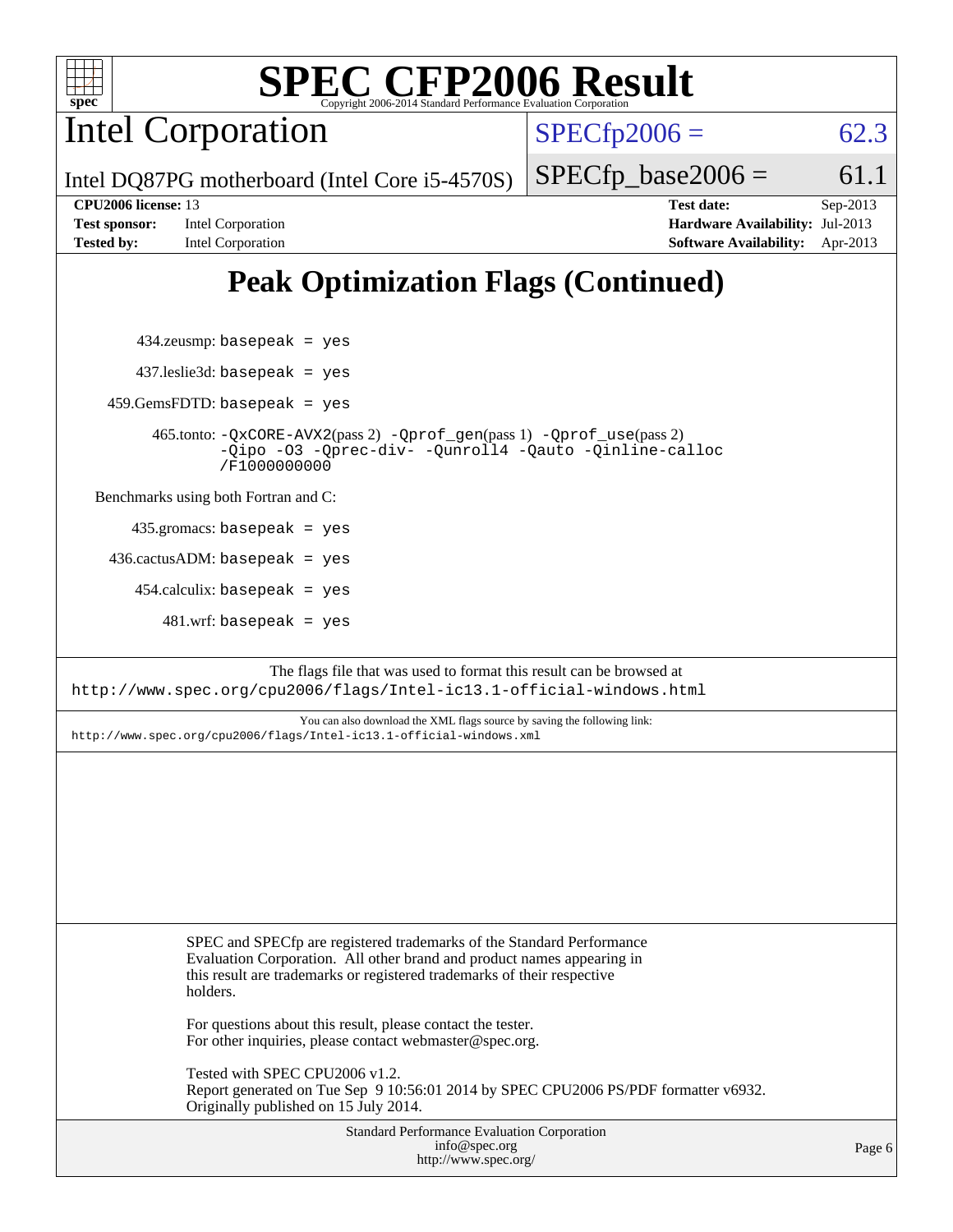# SPEC CFP2006 Result

Copyright 2006-2014 Standard Performance Evaluation Corporation

## Intel Corporation

Intel DQ87PG motherboard (Intel Core i5-4570S)

SPECfp2006 = 62.3

SPECfp_base2006 = 61.1

| | | | |
|---|---|---|---|
| **CPU2006 license:** 13 | | **Test date:** | Sep-2013 |
| **Test sponsor:** | Intel Corporation | **Hardware Availability:** | Jul-2013 |
| **Tested by:** | Intel Corporation | **Software Availability:** | Apr-2013 |

## Peak Optimization Flags (Continued)

434.zeusmp: `basepeak = yes`

437.leslie3d: `basepeak = yes`

459.GemsFDTD: `basepeak = yes`

465.tonto: `-QxCORE-AVX2`(pass 2) `-Qprof_gen`(pass 1) `-Qprof_use`(pass 2) `-Qipo -O3 -Qprec-div- -Qunroll4 -Qauto -Qinline-calloc /F1000000000`

Benchmarks using both Fortran and C:

435.gromacs: `basepeak = yes`

436.cactusADM: `basepeak = yes`

454.calculix: `basepeak = yes`

481.wrf: `basepeak = yes`

The flags file that was used to format this result can be browsed at
`http://www.spec.org/cpu2006/flags/Intel-ic13.1-official-windows.html`

You can also download the XML flags source by saving the following link:
`http://www.spec.org/cpu2006/flags/Intel-ic13.1-official-windows.xml`

SPEC and SPECfp are registered trademarks of the Standard Performance Evaluation Corporation. All other brand and product names appearing in this result are trademarks or registered trademarks of their respective holders.

For questions about this result, please contact the tester.
For other inquiries, please contact webmaster@spec.org.

Tested with SPEC CPU2006 v1.2.
Report generated on Tue Sep 9 10:56:01 2014 by SPEC CPU2006 PS/PDF formatter v6932.
Originally published on 15 July 2014.

Standard Performance Evaluation Corporation
info@spec.org
http://www.spec.org/